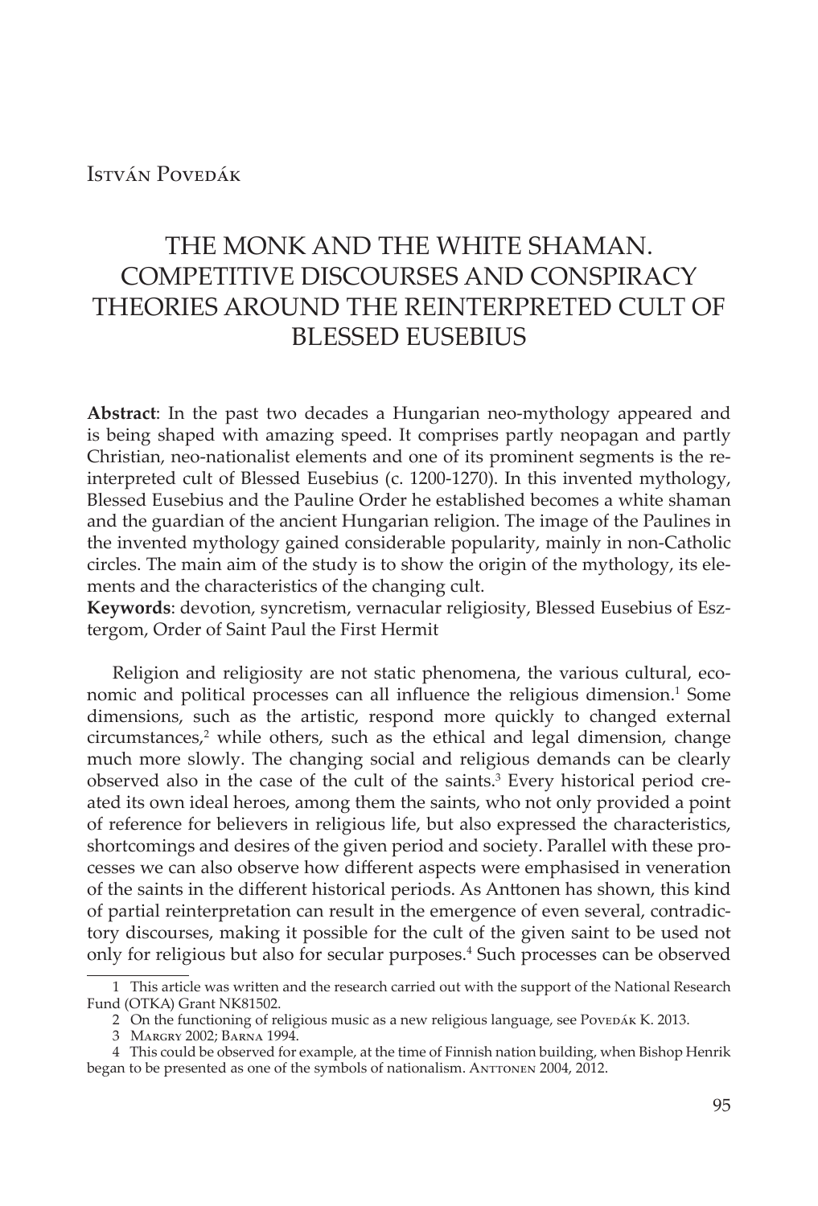István Povedák

# THE MONK AND THE WHITE SHAMAN. COMPETITIVE DISCOURSES AND CONSPIRACY THEORIES AROUND THE REINTERPRETED CULT OF BLESSED EUSEBIUS

**Abstract**: In the past two decades a Hungarian neo-mythology appeared and is being shaped with amazing speed. It comprises partly neopagan and partly Christian, neo-nationalist elements and one of its prominent segments is the re-interpreted cult of Blessed Eusebius (c. 1200-1270). In this invented mythology, Blessed Eusebius and the Pauline Order he established becomes a white shaman and the guardian of the ancient Hungarian religion. The image of the Paulines in the invented mythology gained considerable popularity, mainly in non-Catholic circles. The main aim of the study is to show the origin of the mythology, its elements and the characteristics of the changing cult.

**Keywords**: devotion, syncretism, vernacular religiosity, Blessed Eusebius of Esztergom, Order of Saint Paul the First Hermit

Religion and religiosity are not static phenomena, the various cultural, economic and political processes can all influence the religious dimension.[1] Some dimensions, such as the artistic, respond more quickly to changed external circumstances,[2] while others, such as the ethical and legal dimension, change much more slowly. The changing social and religious demands can be clearly observed also in the case of the cult of the saints.[3] Every historical period created its own ideal heroes, among them the saints, who not only provided a point of reference for believers in religious life, but also expressed the characteristics, shortcomings and desires of the given period and society. Parallel with these processes we can also observe how different aspects were emphasised in veneration of the saints in the different historical periods. As Anttonen has shown, this kind of partial reinterpretation can result in the emergence of even several, contradictory discourses, making it possible for the cult of the given saint to be used not only for religious but also for secular purposes.[4] Such processes can be observed

---

1 This article was written and the research carried out with the support of the National Research Fund (OTKA) Grant NK81502.

2 On the functioning of religious music as a new religious language, see Povedák K. 2013.

3 Margry 2002; Barna 1994.

4 This could be observed for example, at the time of Finnish nation building, when Bishop Henrik began to be presented as one of the symbols of nationalism. Anttonen 2004, 2012.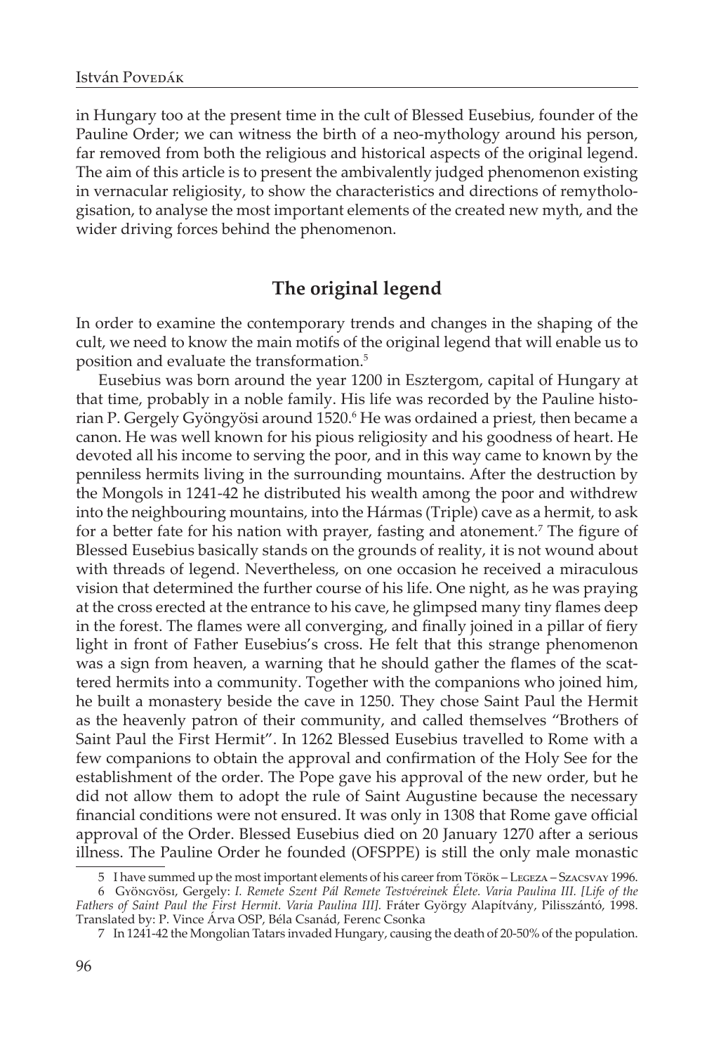in Hungary too at the present time in the cult of Blessed Eusebius, founder of the Pauline Order; we can witness the birth of a neo-mythology around his person, far removed from both the religious and historical aspects of the original legend. The aim of this article is to present the ambivalently judged phenomenon existing in vernacular religiosity, to show the characteristics and directions of remythologisation, to analyse the most important elements of the created new myth, and the wider driving forces behind the phenomenon.

## The original legend

In order to examine the contemporary trends and changes in the shaping of the cult, we need to know the main motifs of the original legend that will enable us to position and evaluate the transformation.[5]

Eusebius was born around the year 1200 in Esztergom, capital of Hungary at that time, probably in a noble family. His life was recorded by the Pauline historian P. Gergely Gyöngyösi around 1520.[6] He was ordained a priest, then became a canon. He was well known for his pious religiosity and his goodness of heart. He devoted all his income to serving the poor, and in this way came to known by the penniless hermits living in the surrounding mountains. After the destruction by the Mongols in 1241-42 he distributed his wealth among the poor and withdrew into the neighbouring mountains, into the Hármas (Triple) cave as a hermit, to ask for a better fate for his nation with prayer, fasting and atonement.[7] The figure of Blessed Eusebius basically stands on the grounds of reality, it is not wound about with threads of legend. Nevertheless, on one occasion he received a miraculous vision that determined the further course of his life. One night, as he was praying at the cross erected at the entrance to his cave, he glimpsed many tiny flames deep in the forest. The flames were all converging, and finally joined in a pillar of fiery light in front of Father Eusebius's cross. He felt that this strange phenomenon was a sign from heaven, a warning that he should gather the flames of the scattered hermits into a community. Together with the companions who joined him, he built a monastery beside the cave in 1250. They chose Saint Paul the Hermit as the heavenly patron of their community, and called themselves "Brothers of Saint Paul the First Hermit". In 1262 Blessed Eusebius travelled to Rome with a few companions to obtain the approval and confirmation of the Holy See for the establishment of the order. The Pope gave his approval of the new order, but he did not allow them to adopt the rule of Saint Augustine because the necessary financial conditions were not ensured. It was only in 1308 that Rome gave official approval of the Order. Blessed Eusebius died on 20 January 1270 after a serious illness. The Pauline Order he founded (OFSPPE) is still the only male monastic

---

5 I have summed up the most important elements of his career from Török – Legeza – Szacsvay 1996.

6 Gyöngyösi, Gergely: *I. Remete Szent Pál Remete Testvéreinek Élete. Varia Paulina III. [Life of the Fathers of Saint Paul the First Hermit. Varia Paulina III].* Fráter György Alapítvány, Pilisszántó, 1998. Translated by: P. Vince Árva OSP, Béla Csanád, Ferenc Csonka

7 In 1241-42 the Mongolian Tatars invaded Hungary, causing the death of 20-50% of the population.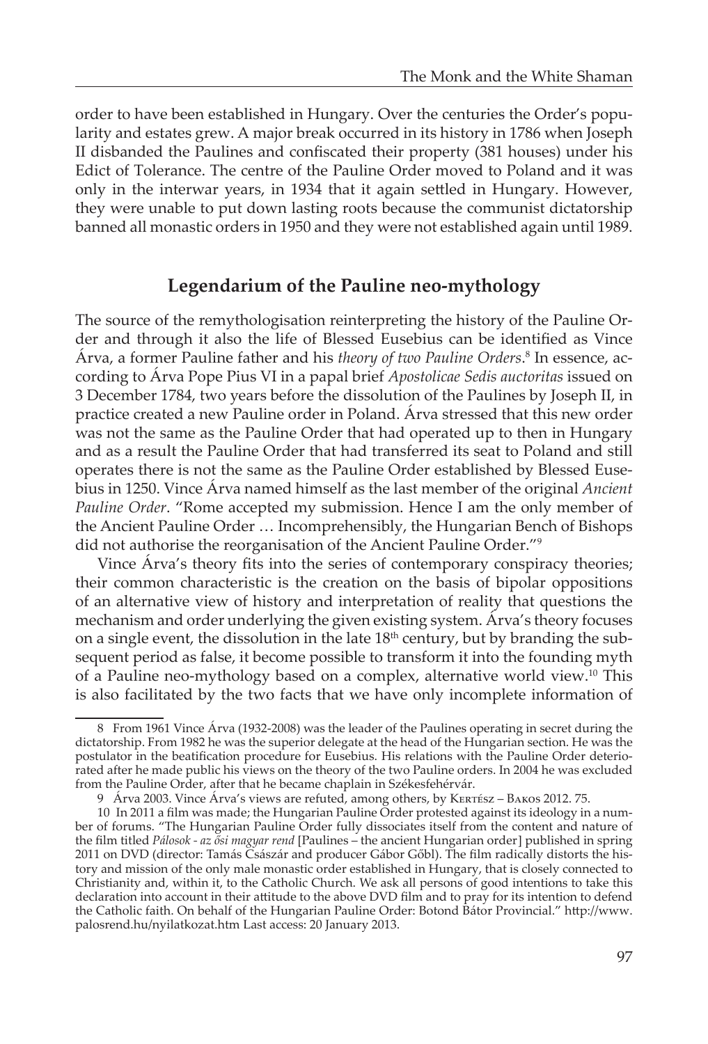order to have been established in Hungary. Over the centuries the Order's popularity and estates grew. A major break occurred in its history in 1786 when Joseph II disbanded the Paulines and confiscated their property (381 houses) under his Edict of Tolerance. The centre of the Pauline Order moved to Poland and it was only in the interwar years, in 1934 that it again settled in Hungary. However, they were unable to put down lasting roots because the communist dictatorship banned all monastic orders in 1950 and they were not established again until 1989.

## Legendarium of the Pauline neo-mythology

The source of the remythologisation reinterpreting the history of the Pauline Order and through it also the life of Blessed Eusebius can be identified as Vince Árva, a former Pauline father and his *theory of two Pauline Orders*.[8] In essence, according to Árva Pope Pius VI in a papal brief *Apostolicae Sedis auctoritas* issued on 3 December 1784, two years before the dissolution of the Paulines by Joseph II, in practice created a new Pauline order in Poland. Árva stressed that this new order was not the same as the Pauline Order that had operated up to then in Hungary and as a result the Pauline Order that had transferred its seat to Poland and still operates there is not the same as the Pauline Order established by Blessed Eusebius in 1250. Vince Árva named himself as the last member of the original *Ancient Pauline Order*. "Rome accepted my submission. Hence I am the only member of the Ancient Pauline Order … Incomprehensibly, the Hungarian Bench of Bishops did not authorise the reorganisation of the Ancient Pauline Order."[9]

Vince Árva's theory fits into the series of contemporary conspiracy theories; their common characteristic is the creation on the basis of bipolar oppositions of an alternative view of history and interpretation of reality that questions the mechanism and order underlying the given existing system. Árva's theory focuses on a single event, the dissolution in the late 18th century, but by branding the subsequent period as false, it become possible to transform it into the founding myth of a Pauline neo-mythology based on a complex, alternative world view.[10] This is also facilitated by the two facts that we have only incomplete information of

---

8 From 1961 Vince Árva (1932-2008) was the leader of the Paulines operating in secret during the dictatorship. From 1982 he was the superior delegate at the head of the Hungarian section. He was the postulator in the beatification procedure for Eusebius. His relations with the Pauline Order deteriorated after he made public his views on the theory of the two Pauline orders. In 2004 he was excluded from the Pauline Order, after that he became chaplain in Székesfehérvár.

9 Árva 2003. Vince Árva's views are refuted, among others, by Kertész – Bakos 2012. 75.

10 In 2011 a film was made; the Hungarian Pauline Order protested against its ideology in a number of forums. "The Hungarian Pauline Order fully dissociates itself from the content and nature of the film titled *Pálosok - az ősi magyar rend* [Paulines – the ancient Hungarian order] published in spring 2011 on DVD (director: Tamás Császár and producer Gábor Gőbl). The film radically distorts the history and mission of the only male monastic order established in Hungary, that is closely connected to Christianity and, within it, to the Catholic Church. We ask all persons of good intentions to take this declaration into account in their attitude to the above DVD film and to pray for its intention to defend the Catholic faith. On behalf of the Hungarian Pauline Order: Botond Bátor Provincial." http://www.palosrend.hu/nyilatkozat.htm Last access: 20 January 2013.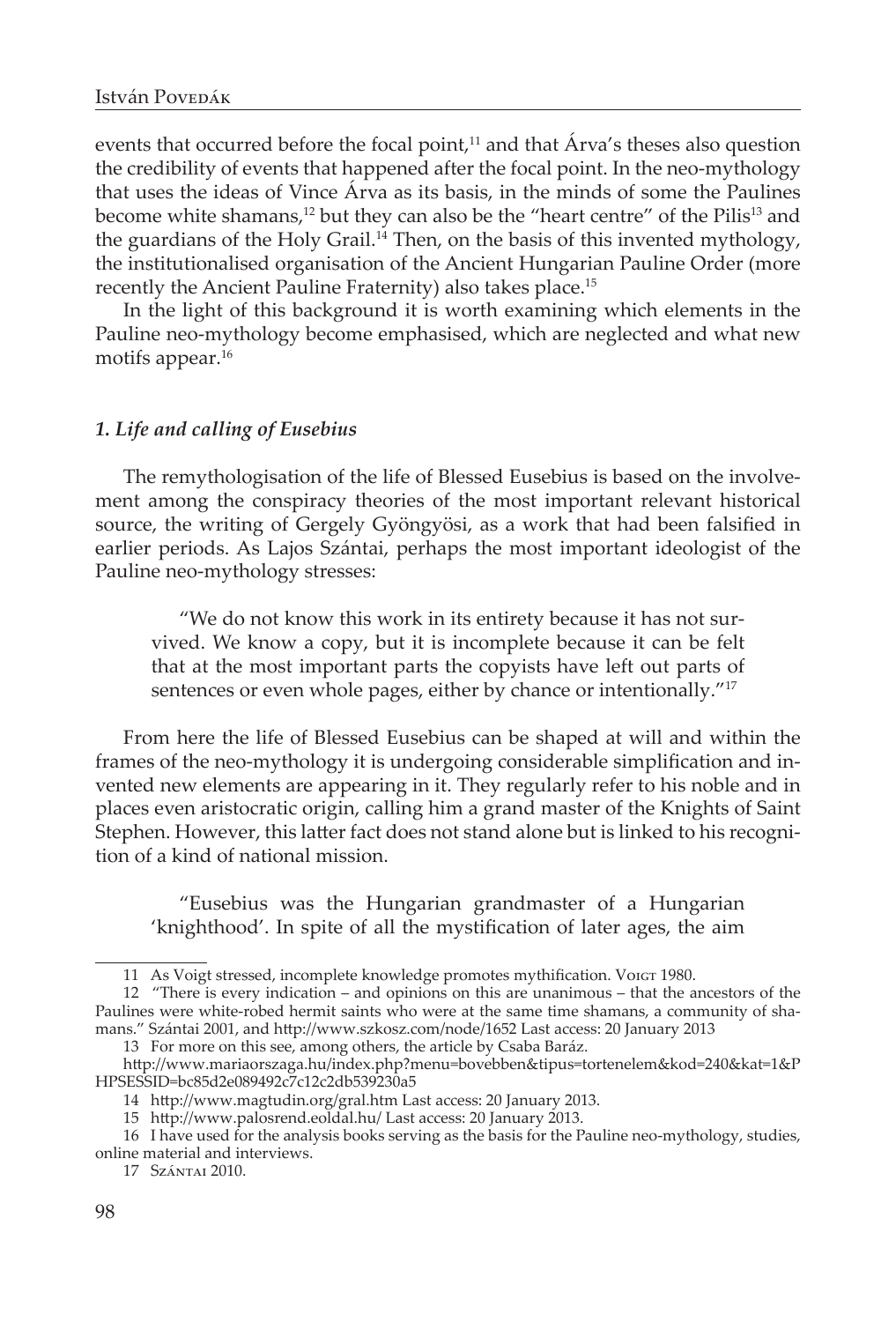events that occurred before the focal point,[11] and that Árva's theses also question the credibility of events that happened after the focal point. In the neo-mythology that uses the ideas of Vince Árva as its basis, in the minds of some the Paulines become white shamans,[12] but they can also be the "heart centre" of the Pilis[13] and the guardians of the Holy Grail.[14] Then, on the basis of this invented mythology, the institutionalised organisation of the Ancient Hungarian Pauline Order (more recently the Ancient Pauline Fraternity) also takes place.[15]

In the light of this background it is worth examining which elements in the Pauline neo-mythology become emphasised, which are neglected and what new motifs appear.[16]

### *1. Life and calling of Eusebius*

The remythologisation of the life of Blessed Eusebius is based on the involvement among the conspiracy theories of the most important relevant historical source, the writing of Gergely Gyöngyösi, as a work that had been falsified in earlier periods. As Lajos Szántai, perhaps the most important ideologist of the Pauline neo-mythology stresses:

> "We do not know this work in its entirety because it has not survived. We know a copy, but it is incomplete because it can be felt that at the most important parts the copyists have left out parts of sentences or even whole pages, either by chance or intentionally."[17]

From here the life of Blessed Eusebius can be shaped at will and within the frames of the neo-mythology it is undergoing considerable simplification and invented new elements are appearing in it. They regularly refer to his noble and in places even aristocratic origin, calling him a grand master of the Knights of Saint Stephen. However, this latter fact does not stand alone but is linked to his recognition of a kind of national mission.

> "Eusebius was the Hungarian grandmaster of a Hungarian 'knighthood'. In spite of all the mystification of later ages, the aim

---

11 As Voigt stressed, incomplete knowledge promotes mythification. Voigt 1980.

12 "There is every indication – and opinions on this are unanimous – that the ancestors of the Paulines were white-robed hermit saints who were at the same time shamans, a community of shamans." Szántai 2001, and http://www.szkosz.com/node/1652 Last access: 20 January 2013

13 For more on this see, among others, the article by Csaba Baráz. http://www.mariaorszaga.hu/index.php?menu=bovebben&tipus=tortenelem&kod=240&kat=1&PHPSESSID=bc85d2e089492c7c12c2db539230a5

14 http://www.magtudin.org/gral.htm Last access: 20 January 2013.

15 http://www.palosrend.eoldal.hu/ Last access: 20 January 2013.

16 I have used for the analysis books serving as the basis for the Pauline neo-mythology, studies, online material and interviews.

17 Szántai 2010.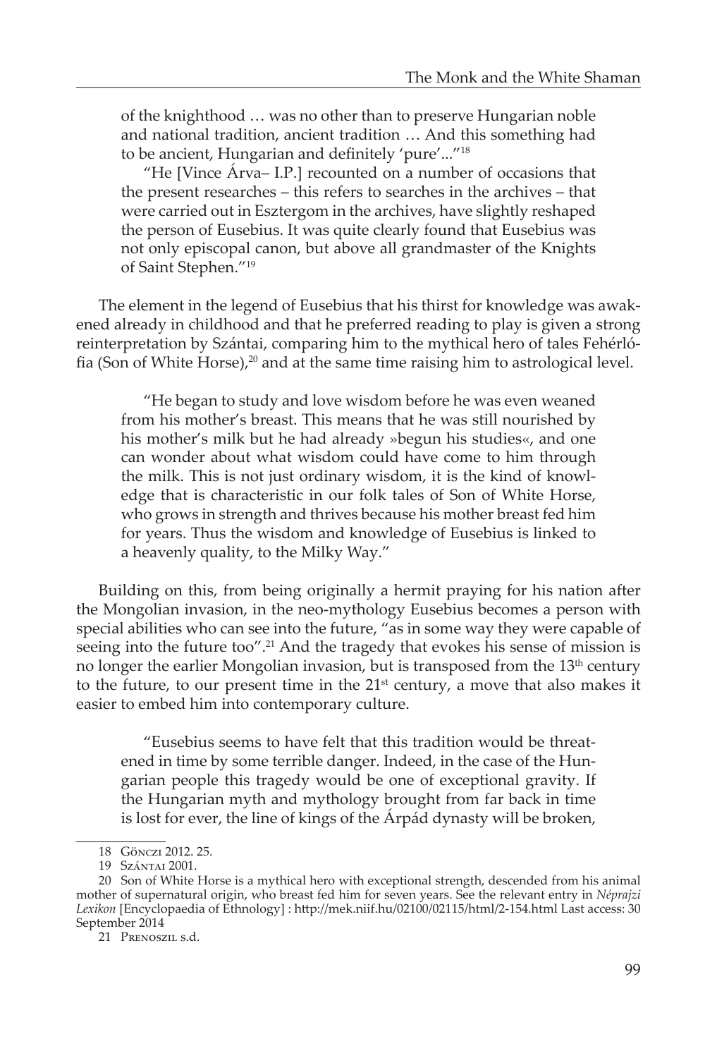> of the knighthood … was no other than to preserve Hungarian noble and national tradition, ancient tradition … And this something had to be ancient, Hungarian and definitely 'pure'..."[18]
>
> "He [Vince Árva– I.P.] recounted on a number of occasions that the present researches – this refers to searches in the archives – that were carried out in Esztergom in the archives, have slightly reshaped the person of Eusebius. It was quite clearly found that Eusebius was not only episcopal canon, but above all grandmaster of the Knights of Saint Stephen."[19]

The element in the legend of Eusebius that his thirst for knowledge was awakened already in childhood and that he preferred reading to play is given a strong reinterpretation by Szántai, comparing him to the mythical hero of tales Fehérlófia (Son of White Horse),[20] and at the same time raising him to astrological level.

> "He began to study and love wisdom before he was even weaned from his mother's breast. This means that he was still nourished by his mother's milk but he had already »begun his studies«, and one can wonder about what wisdom could have come to him through the milk. This is not just ordinary wisdom, it is the kind of knowledge that is characteristic in our folk tales of Son of White Horse, who grows in strength and thrives because his mother breast fed him for years. Thus the wisdom and knowledge of Eusebius is linked to a heavenly quality, to the Milky Way."

Building on this, from being originally a hermit praying for his nation after the Mongolian invasion, in the neo-mythology Eusebius becomes a person with special abilities who can see into the future, "as in some way they were capable of seeing into the future too".[21] And the tragedy that evokes his sense of mission is no longer the earlier Mongolian invasion, but is transposed from the 13th century to the future, to our present time in the 21st century, a move that also makes it easier to embed him into contemporary culture.

> "Eusebius seems to have felt that this tradition would be threatened in time by some terrible danger. Indeed, in the case of the Hungarian people this tragedy would be one of exceptional gravity. If the Hungarian myth and mythology brought from far back in time is lost for ever, the line of kings of the Árpád dynasty will be broken,

---

18 Gönczi 2012. 25.

19 Szántai 2001.

20 Son of White Horse is a mythical hero with exceptional strength, descended from his animal mother of supernatural origin, who breast fed him for seven years. See the relevant entry in *Néprajzi Lexikon* [Encyclopaedia of Ethnology] : http://mek.niif.hu/02100/02115/html/2-154.html Last access: 30 September 2014

21 Prenoszil s.d.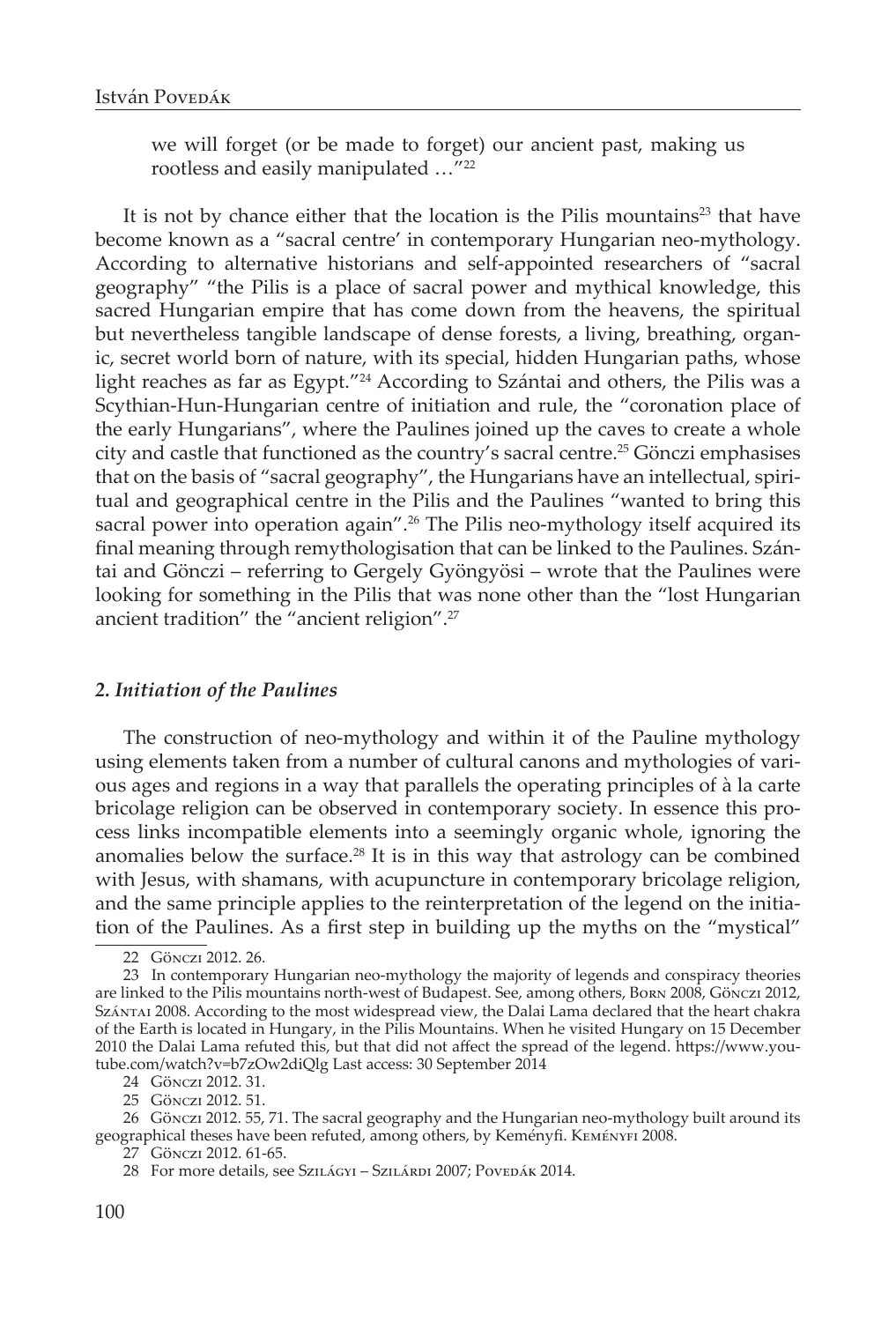we will forget (or be made to forget) our ancient past, making us rootless and easily manipulated …"[22]

It is not by chance either that the location is the Pilis mountains[23] that have become known as a "sacral centre' in contemporary Hungarian neo-mythology. According to alternative historians and self-appointed researchers of "sacral geography" "the Pilis is a place of sacral power and mythical knowledge, this sacred Hungarian empire that has come down from the heavens, the spiritual but nevertheless tangible landscape of dense forests, a living, breathing, organic, secret world born of nature, with its special, hidden Hungarian paths, whose light reaches as far as Egypt."[24] According to Szántai and others, the Pilis was a Scythian-Hun-Hungarian centre of initiation and rule, the "coronation place of the early Hungarians", where the Paulines joined up the caves to create a whole city and castle that functioned as the country's sacral centre.[25] Gönczi emphasises that on the basis of "sacral geography", the Hungarians have an intellectual, spiritual and geographical centre in the Pilis and the Paulines "wanted to bring this sacral power into operation again".[26] The Pilis neo-mythology itself acquired its final meaning through remythologisation that can be linked to the Paulines. Szántai and Gönczi – referring to Gergely Gyöngyösi – wrote that the Paulines were looking for something in the Pilis that was none other than the "lost Hungarian ancient tradition" the "ancient religion".[27]

## *2. Initiation of the Paulines*

The construction of neo-mythology and within it of the Pauline mythology using elements taken from a number of cultural canons and mythologies of various ages and regions in a way that parallels the operating principles of à la carte bricolage religion can be observed in contemporary society. In essence this process links incompatible elements into a seemingly organic whole, ignoring the anomalies below the surface.[28] It is in this way that astrology can be combined with Jesus, with shamans, with acupuncture in contemporary bricolage religion, and the same principle applies to the reinterpretation of the legend on the initiation of the Paulines. As a first step in building up the myths on the "mystical"

---

22 Gönczi 2012. 26.

23 In contemporary Hungarian neo-mythology the majority of legends and conspiracy theories are linked to the Pilis mountains north-west of Budapest. See, among others, Born 2008, Gönczi 2012, Szántai 2008. According to the most widespread view, the Dalai Lama declared that the heart chakra of the Earth is located in Hungary, in the Pilis Mountains. When he visited Hungary on 15 December 2010 the Dalai Lama refuted this, but that did not affect the spread of the legend. https://www.youtube.com/watch?v=b7zOw2diQlg Last access: 30 September 2014

24 Gönczi 2012. 31.

25 Gönczi 2012. 51.

26 Gönczi 2012. 55, 71. The sacral geography and the Hungarian neo-mythology built around its geographical theses have been refuted, among others, by Keményfi. Keményfi 2008.

27 Gönczi 2012. 61-65.

28 For more details, see Szilágyi – Szilárdi 2007; Povedák 2014.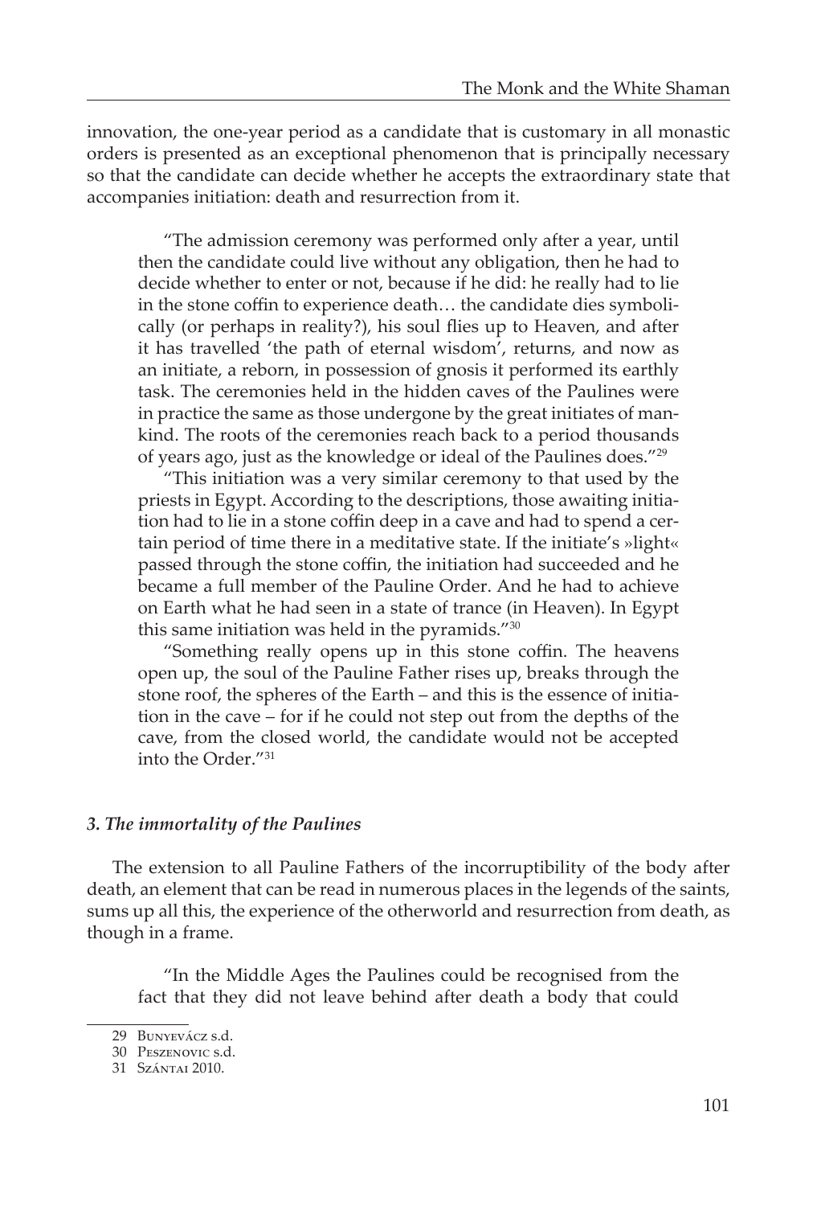innovation, the one-year period as a candidate that is customary in all monastic orders is presented as an exceptional phenomenon that is principally necessary so that the candidate can decide whether he accepts the extraordinary state that accompanies initiation: death and resurrection from it.

> "The admission ceremony was performed only after a year, until then the candidate could live without any obligation, then he had to decide whether to enter or not, because if he did: he really had to lie in the stone coffin to experience death… the candidate dies symbolically (or perhaps in reality?), his soul flies up to Heaven, and after it has travelled 'the path of eternal wisdom', returns, and now as an initiate, a reborn, in possession of gnosis it performed its earthly task. The ceremonies held in the hidden caves of the Paulines were in practice the same as those undergone by the great initiates of mankind. The roots of the ceremonies reach back to a period thousands of years ago, just as the knowledge or ideal of the Paulines does."[29]
>
> "This initiation was a very similar ceremony to that used by the priests in Egypt. According to the descriptions, those awaiting initiation had to lie in a stone coffin deep in a cave and had to spend a certain period of time there in a meditative state. If the initiate's »light« passed through the stone coffin, the initiation had succeeded and he became a full member of the Pauline Order. And he had to achieve on Earth what he had seen in a state of trance (in Heaven). In Egypt this same initiation was held in the pyramids."[30]
>
> "Something really opens up in this stone coffin. The heavens open up, the soul of the Pauline Father rises up, breaks through the stone roof, the spheres of the Earth – and this is the essence of initiation in the cave – for if he could not step out from the depths of the cave, from the closed world, the candidate would not be accepted into the Order."[31]

### *3. The immortality of the Paulines*

The extension to all Pauline Fathers of the incorruptibility of the body after death, an element that can be read in numerous places in the legends of the saints, sums up all this, the experience of the otherworld and resurrection from death, as though in a frame.

> "In the Middle Ages the Paulines could be recognised from the fact that they did not leave behind after death a body that could

---

29 Bunyevácz s.d.

30 Peszenovic s.d.

31 Szántai 2010.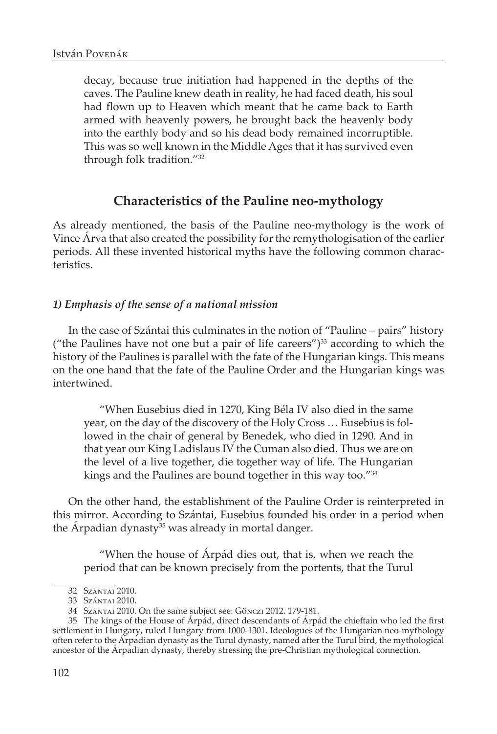decay, because true initiation had happened in the depths of the caves. The Pauline knew death in reality, he had faced death, his soul had flown up to Heaven which meant that he came back to Earth armed with heavenly powers, he brought back the heavenly body into the earthly body and so his dead body remained incorruptible. This was so well known in the Middle Ages that it has survived even through folk tradition."[32]

## Characteristics of the Pauline neo-mythology

As already mentioned, the basis of the Pauline neo-mythology is the work of Vince Árva that also created the possibility for the remythologisation of the earlier periods. All these invented historical myths have the following common characteristics.

### *1) Emphasis of the sense of a national mission*

In the case of Szántai this culminates in the notion of "Pauline – pairs" history ("the Paulines have not one but a pair of life careers")[33] according to which the history of the Paulines is parallel with the fate of the Hungarian kings. This means on the one hand that the fate of the Pauline Order and the Hungarian kings was intertwined.

> "When Eusebius died in 1270, King Béla IV also died in the same year, on the day of the discovery of the Holy Cross … Eusebius is followed in the chair of general by Benedek, who died in 1290. And in that year our King Ladislaus IV the Cuman also died. Thus we are on the level of a live together, die together way of life. The Hungarian kings and the Paulines are bound together in this way too."[34]

On the other hand, the establishment of the Pauline Order is reinterpreted in this mirror. According to Szántai, Eusebius founded his order in a period when the Árpádian dynasty[35] was already in mortal danger.

> "When the house of Árpád dies out, that is, when we reach the period that can be known precisely from the portents, that the Turul

---

32 Szántai 2010.

33 Szántai 2010.

34 Szántai 2010. On the same subject see: Gönczi 2012. 179-181.

35 The kings of the House of Árpád, direct descendants of Árpád the chieftain who led the first settlement in Hungary, ruled Hungary from 1000-1301. Ideologues of the Hungarian neo-mythology often refer to the Árpádian dynasty as the Turul dynasty, named after the Turul bird, the mythological ancestor of the Árpádian dynasty, thereby stressing the pre-Christian mythological connection.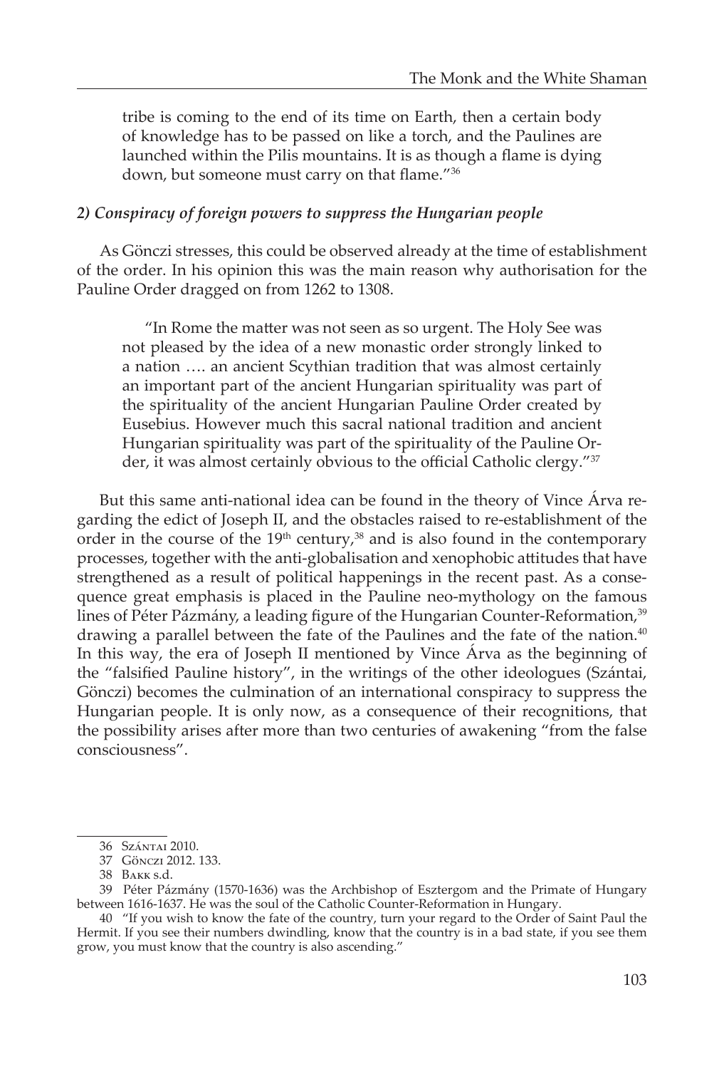> tribe is coming to the end of its time on Earth, then a certain body of knowledge has to be passed on like a torch, and the Paulines are launched within the Pilis mountains. It is as though a flame is dying down, but someone must carry on that flame."[36]

### *2) Conspiracy of foreign powers to suppress the Hungarian people*

As Gönczi stresses, this could be observed already at the time of establishment of the order. In his opinion this was the main reason why authorisation for the Pauline Order dragged on from 1262 to 1308.

> "In Rome the matter was not seen as so urgent. The Holy See was not pleased by the idea of a new monastic order strongly linked to a nation …. an ancient Scythian tradition that was almost certainly an important part of the ancient Hungarian spirituality was part of the spirituality of the ancient Hungarian Pauline Order created by Eusebius. However much this sacral national tradition and ancient Hungarian spirituality was part of the spirituality of the Pauline Order, it was almost certainly obvious to the official Catholic clergy."[37]

But this same anti-national idea can be found in the theory of Vince Árva regarding the edict of Joseph II, and the obstacles raised to re-establishment of the order in the course of the 19th century,[38] and is also found in the contemporary processes, together with the anti-globalisation and xenophobic attitudes that have strengthened as a result of political happenings in the recent past. As a consequence great emphasis is placed in the Pauline neo-mythology on the famous lines of Péter Pázmány, a leading figure of the Hungarian Counter-Reformation,[39] drawing a parallel between the fate of the Paulines and the fate of the nation.[40] In this way, the era of Joseph II mentioned by Vince Árva as the beginning of the "falsified Pauline history", in the writings of the other ideologues (Szántai, Gönczi) becomes the culmination of an international conspiracy to suppress the Hungarian people. It is only now, as a consequence of their recognitions, that the possibility arises after more than two centuries of awakening "from the false consciousness".

---

36 Szántai 2010.

37 Gönczi 2012. 133.

38 Bakk s.d.

39 Péter Pázmány (1570-1636) was the Archbishop of Esztergom and the Primate of Hungary between 1616-1637. He was the soul of the Catholic Counter-Reformation in Hungary.

40 "If you wish to know the fate of the country, turn your regard to the Order of Saint Paul the Hermit. If you see their numbers dwindling, know that the country is in a bad state, if you see them grow, you must know that the country is also ascending."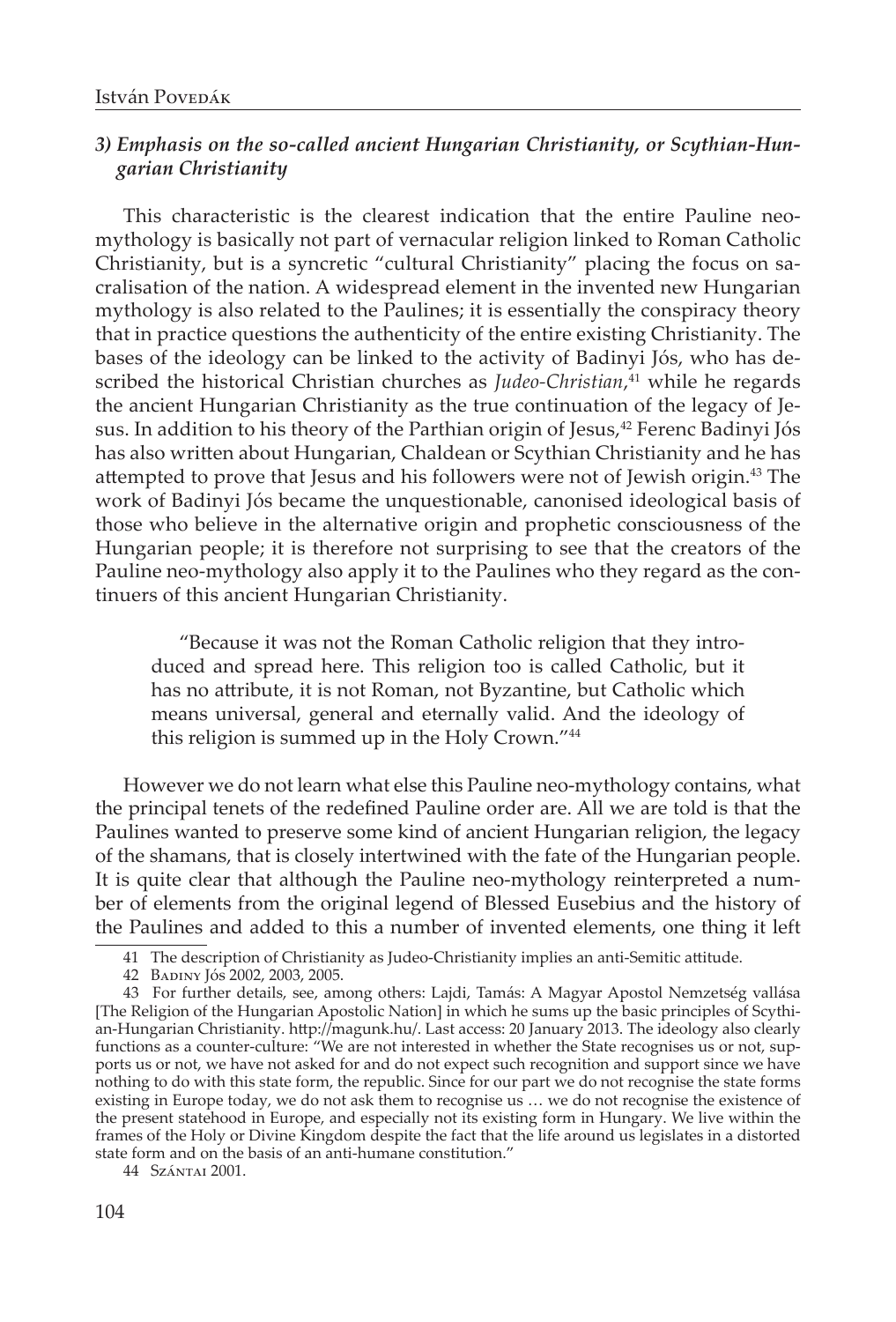### *3) Emphasis on the so-called ancient Hungarian Christianity, or Scythian-Hungarian Christianity*

This characteristic is the clearest indication that the entire Pauline neo-mythology is basically not part of vernacular religion linked to Roman Catholic Christianity, but is a syncretic "cultural Christianity" placing the focus on sacralisation of the nation. A widespread element in the invented new Hungarian mythology is also related to the Paulines; it is essentially the conspiracy theory that in practice questions the authenticity of the entire existing Christianity. The bases of the ideology can be linked to the activity of Badinyi Jós, who has described the historical Christian churches as *Judeo-Christian*,[41] while he regards the ancient Hungarian Christianity as the true continuation of the legacy of Jesus. In addition to his theory of the Parthian origin of Jesus,[42] Ferenc Badinyi Jós has also written about Hungarian, Chaldean or Scythian Christianity and he has attempted to prove that Jesus and his followers were not of Jewish origin.[43] The work of Badinyi Jós became the unquestionable, canonised ideological basis of those who believe in the alternative origin and prophetic consciousness of the Hungarian people; it is therefore not surprising to see that the creators of the Pauline neo-mythology also apply it to the Paulines who they regard as the continuers of this ancient Hungarian Christianity.

> "Because it was not the Roman Catholic religion that they introduced and spread here. This religion too is called Catholic, but it has no attribute, it is not Roman, not Byzantine, but Catholic which means universal, general and eternally valid. And the ideology of this religion is summed up in the Holy Crown."[44]

However we do not learn what else this Pauline neo-mythology contains, what the principal tenets of the redefined Pauline order are. All we are told is that the Paulines wanted to preserve some kind of ancient Hungarian religion, the legacy of the shamans, that is closely intertwined with the fate of the Hungarian people. It is quite clear that although the Pauline neo-mythology reinterpreted a number of elements from the original legend of Blessed Eusebius and the history of the Paulines and added to this a number of invented elements, one thing it left

---

41 The description of Christianity as Judeo-Christianity implies an anti-Semitic attitude.

42 Badiny Jós 2002, 2003, 2005.

43 For further details, see, among others: Lajdi, Tamás: A Magyar Apostol Nemzetség vallása [The Religion of the Hungarian Apostolic Nation] in which he sums up the basic principles of Scythian-Hungarian Christianity. http://magunk.hu/. Last access: 20 January 2013. The ideology also clearly functions as a counter-culture: "We are not interested in whether the State recognises us or not, supports us or not, we have not asked for and do not expect such recognition and support since we have nothing to do with this state form, the republic. Since for our part we do not recognise the state forms existing in Europe today, we do not ask them to recognise us … we do not recognise the existence of the present statehood in Europe, and especially not its existing form in Hungary. We live within the frames of the Holy or Divine Kingdom despite the fact that the life around us legislates in a distorted state form and on the basis of an anti-humane constitution."

44 Szántai 2001.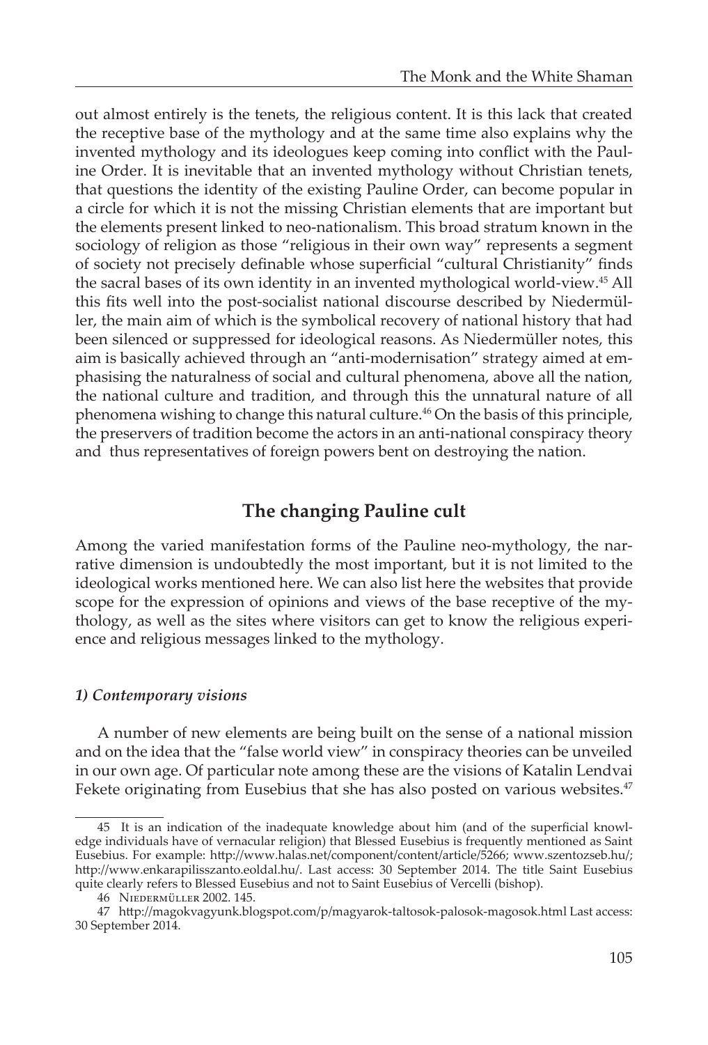out almost entirely is the tenets, the religious content. It is this lack that created the receptive base of the mythology and at the same time also explains why the invented mythology and its ideologues keep coming into conflict with the Pauline Order. It is inevitable that an invented mythology without Christian tenets, that questions the identity of the existing Pauline Order, can become popular in a circle for which it is not the missing Christian elements that are important but the elements present linked to neo-nationalism. This broad stratum known in the sociology of religion as those "religious in their own way" represents a segment of society not precisely definable whose superficial "cultural Christianity" finds the sacral bases of its own identity in an invented mythological world-view.[45] All this fits well into the post-socialist national discourse described by Niedermüller, the main aim of which is the symbolical recovery of national history that had been silenced or suppressed for ideological reasons. As Niedermüller notes, this aim is basically achieved through an "anti-modernisation" strategy aimed at emphasising the naturalness of social and cultural phenomena, above all the nation, the national culture and tradition, and through this the unnatural nature of all phenomena wishing to change this natural culture.[46] On the basis of this principle, the preservers of tradition become the actors in an anti-national conspiracy theory and thus representatives of foreign powers bent on destroying the nation.

## The changing Pauline cult

Among the varied manifestation forms of the Pauline neo-mythology, the narrative dimension is undoubtedly the most important, but it is not limited to the ideological works mentioned here. We can also list here the websites that provide scope for the expression of opinions and views of the base receptive of the mythology, as well as the sites where visitors can get to know the religious experience and religious messages linked to the mythology.

### *1) Contemporary visions*

A number of new elements are being built on the sense of a national mission and on the idea that the "false world view" in conspiracy theories can be unveiled in our own age. Of particular note among these are the visions of Katalin Lendvai Fekete originating from Eusebius that she has also posted on various websites.[47]

---

45 It is an indication of the inadequate knowledge about him (and of the superficial knowledge individuals have of vernacular religion) that Blessed Eusebius is frequently mentioned as Saint Eusebius. For example: http://www.halas.net/component/content/article/5266; www.szentozseb.hu/; http://www.enkarapilisszanto.eoldal.hu/. Last access: 30 September 2014. The title Saint Eusebius quite clearly refers to Blessed Eusebius and not to Saint Eusebius of Vercelli (bishop).

46 Niedermüller 2002. 145.

47 http://magokvagyunk.blogspot.com/p/magyarok-taltosok-palosok-magosok.html Last access: 30 September 2014.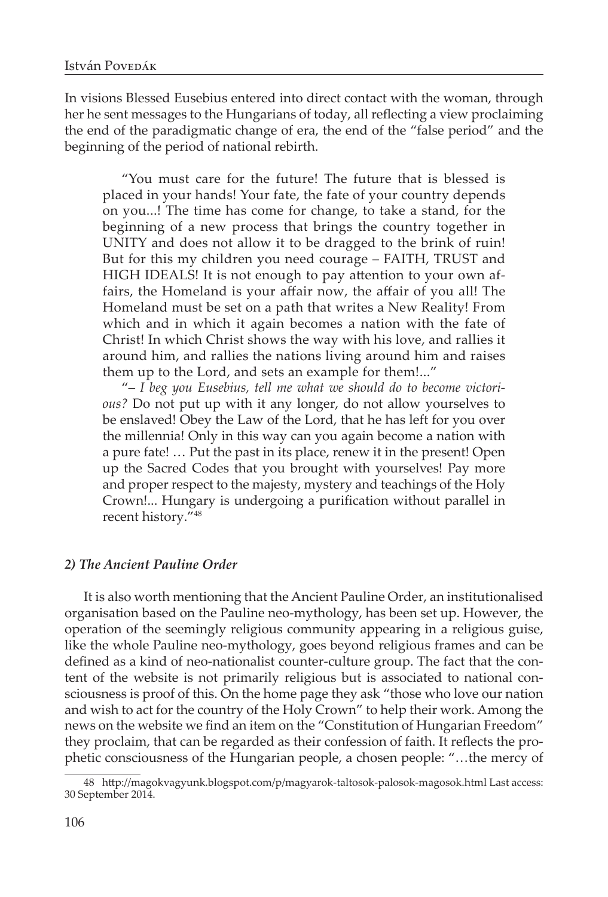In visions Blessed Eusebius entered into direct contact with the woman, through her he sent messages to the Hungarians of today, all reflecting a view proclaiming the end of the paradigmatic change of era, the end of the "false period" and the beginning of the period of national rebirth.

> "You must care for the future! The future that is blessed is placed in your hands! Your fate, the fate of your country depends on you...! The time has come for change, to take a stand, for the beginning of a new process that brings the country together in UNITY and does not allow it to be dragged to the brink of ruin! But for this my children you need courage – FAITH, TRUST and HIGH IDEALS! It is not enough to pay attention to your own affairs, the Homeland is your affair now, the affair of you all! The Homeland must be set on a path that writes a New Reality! From which and in which it again becomes a nation with the fate of Christ! In which Christ shows the way with his love, and rallies it around him, and rallies the nations living around him and raises them up to the Lord, and sets an example for them!..."
>
> "*– I beg you Eusebius, tell me what we should do to become victorious?* Do not put up with it any longer, do not allow yourselves to be enslaved! Obey the Law of the Lord, that he has left for you over the millennia! Only in this way can you again become a nation with a pure fate! … Put the past in its place, renew it in the present! Open up the Sacred Codes that you brought with yourselves! Pay more and proper respect to the majesty, mystery and teachings of the Holy Crown!... Hungary is undergoing a purification without parallel in recent history."[48]

### *2) The Ancient Pauline Order*

It is also worth mentioning that the Ancient Pauline Order, an institutionalised organisation based on the Pauline neo-mythology, has been set up. However, the operation of the seemingly religious community appearing in a religious guise, like the whole Pauline neo-mythology, goes beyond religious frames and can be defined as a kind of neo-nationalist counter-culture group. The fact that the content of the website is not primarily religious but is associated to national consciousness is proof of this. On the home page they ask "those who love our nation and wish to act for the country of the Holy Crown" to help their work. Among the news on the website we find an item on the "Constitution of Hungarian Freedom" they proclaim, that can be regarded as their confession of faith. It reflects the prophetic consciousness of the Hungarian people, a chosen people: "…the mercy of

---

48 http://magokvagyunk.blogspot.com/p/magyarok-taltosok-palosok-magosok.html Last access: 30 September 2014.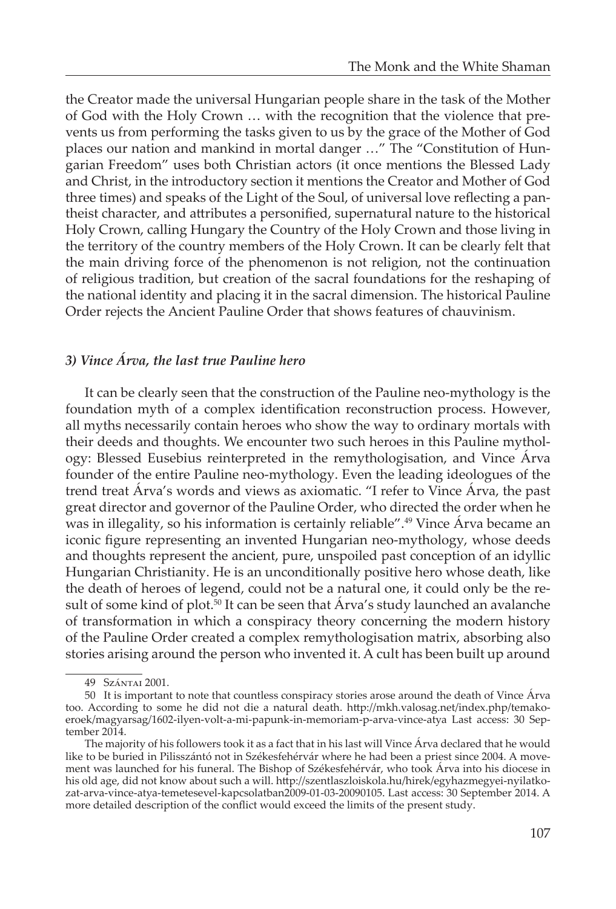the Creator made the universal Hungarian people share in the task of the Mother of God with the Holy Crown … with the recognition that the violence that prevents us from performing the tasks given to us by the grace of the Mother of God places our nation and mankind in mortal danger …" The "Constitution of Hungarian Freedom" uses both Christian actors (it once mentions the Blessed Lady and Christ, in the introductory section it mentions the Creator and Mother of God three times) and speaks of the Light of the Soul, of universal love reflecting a pantheist character, and attributes a personified, supernatural nature to the historical Holy Crown, calling Hungary the Country of the Holy Crown and those living in the territory of the country members of the Holy Crown. It can be clearly felt that the main driving force of the phenomenon is not religion, not the continuation of religious tradition, but creation of the sacral foundations for the reshaping of the national identity and placing it in the sacral dimension. The historical Pauline Order rejects the Ancient Pauline Order that shows features of chauvinism.

### *3) Vince Árva, the last true Pauline hero*

It can be clearly seen that the construction of the Pauline neo-mythology is the foundation myth of a complex identification reconstruction process. However, all myths necessarily contain heroes who show the way to ordinary mortals with their deeds and thoughts. We encounter two such heroes in this Pauline mythology: Blessed Eusebius reinterpreted in the remythologisation, and Vince Árva founder of the entire Pauline neo-mythology. Even the leading ideologues of the trend treat Árva's words and views as axiomatic. "I refer to Vince Árva, the past great director and governor of the Pauline Order, who directed the order when he was in illegality, so his information is certainly reliable".[49] Vince Árva became an iconic figure representing an invented Hungarian neo-mythology, whose deeds and thoughts represent the ancient, pure, unspoiled past conception of an idyllic Hungarian Christianity. He is an unconditionally positive hero whose death, like the death of heroes of legend, could not be a natural one, it could only be the result of some kind of plot.[50] It can be seen that Árva's study launched an avalanche of transformation in which a conspiracy theory concerning the modern history of the Pauline Order created a complex remythologisation matrix, absorbing also stories arising around the person who invented it. A cult has been built up around

---

49 Szántai 2001.

50 It is important to note that countless conspiracy stories arose around the death of Vince Árva too. According to some he did not die a natural death. http://mkh.valosag.net/index.php/temakoeroek/magyarsag/1602-ilyen-volt-a-mi-papunk-in-memoriam-p-arva-vince-atya Last access: 30 September 2014.

The majority of his followers took it as a fact that in his last will Vince Árva declared that he would like to be buried in Pilisszántó not in Székesfehérvár where he had been a priest since 2004. A movement was launched for his funeral. The Bishop of Székesfehérvár, who took Árva into his diocese in his old age, did not know about such a will. http://szentlaszloiskola.hu/hirek/egyhazmegyei-nyilatkozat-arva-vince-atya-temetesevel-kapcsolatban2009-01-03-20090105. Last access: 30 September 2014. A more detailed description of the conflict would exceed the limits of the present study.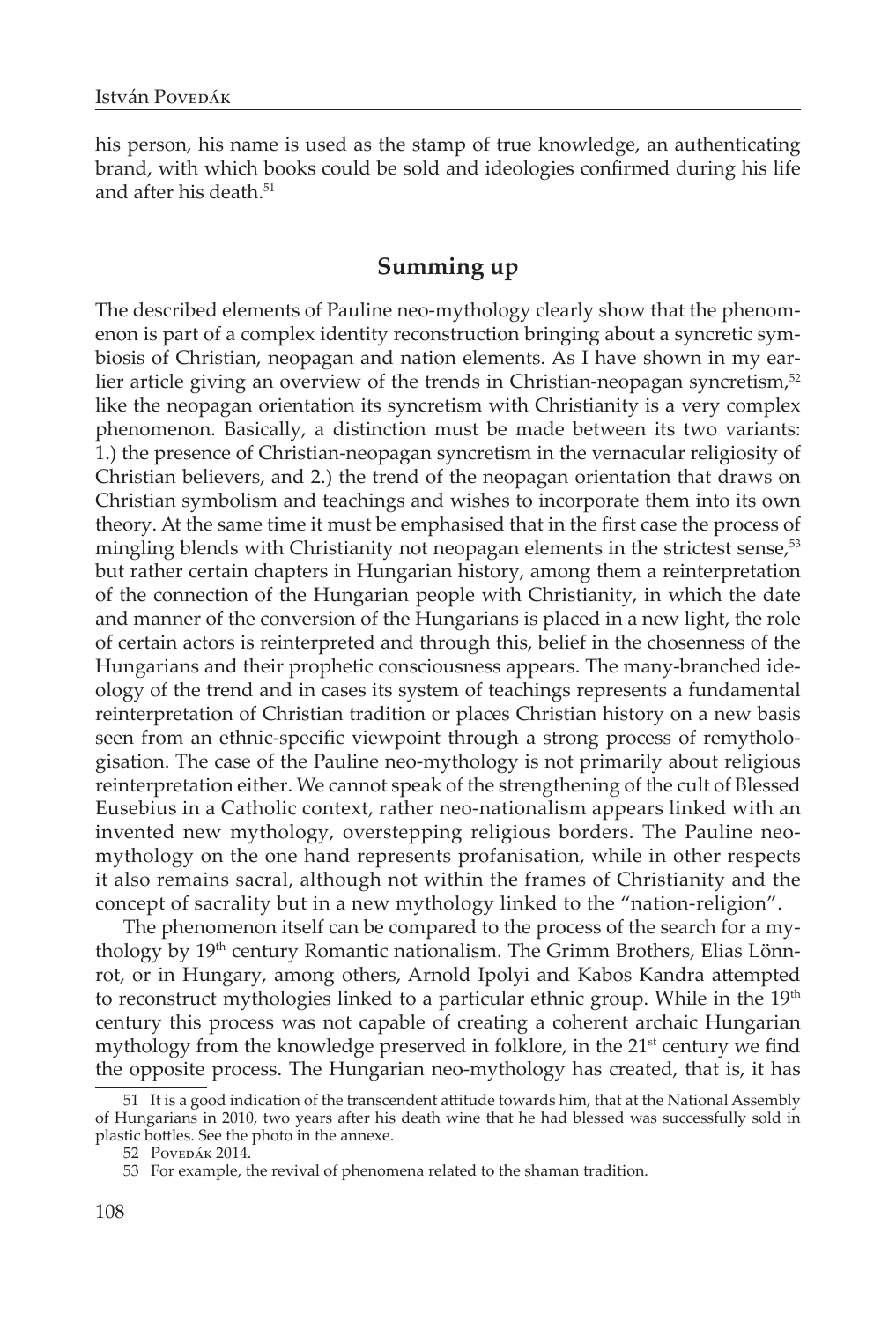his person, his name is used as the stamp of true knowledge, an authenticating brand, with which books could be sold and ideologies confirmed during his life and after his death.[51]

## Summing up

The described elements of Pauline neo-mythology clearly show that the phenomenon is part of a complex identity reconstruction bringing about a syncretic symbiosis of Christian, neopagan and nation elements. As I have shown in my earlier article giving an overview of the trends in Christian-neopagan syncretism,[52] like the neopagan orientation its syncretism with Christianity is a very complex phenomenon. Basically, a distinction must be made between its two variants: 1.) the presence of Christian-neopagan syncretism in the vernacular religiosity of Christian believers, and 2.) the trend of the neopagan orientation that draws on Christian symbolism and teachings and wishes to incorporate them into its own theory. At the same time it must be emphasised that in the first case the process of mingling blends with Christianity not neopagan elements in the strictest sense,[53] but rather certain chapters in Hungarian history, among them a reinterpretation of the connection of the Hungarian people with Christianity, in which the date and manner of the conversion of the Hungarians is placed in a new light, the role of certain actors is reinterpreted and through this, belief in the chosenness of the Hungarians and their prophetic consciousness appears. The many-branched ideology of the trend and in cases its system of teachings represents a fundamental reinterpretation of Christian tradition or places Christian history on a new basis seen from an ethnic-specific viewpoint through a strong process of remythologisation. The case of the Pauline neo-mythology is not primarily about religious reinterpretation either. We cannot speak of the strengthening of the cult of Blessed Eusebius in a Catholic context, rather neo-nationalism appears linked with an invented new mythology, overstepping religious borders. The Pauline neo-mythology on the one hand represents profanisation, while in other respects it also remains sacral, although not within the frames of Christianity and the concept of sacrality but in a new mythology linked to the "nation-religion".

The phenomenon itself can be compared to the process of the search for a mythology by 19th century Romantic nationalism. The Grimm Brothers, Elias Lönnrot, or in Hungary, among others, Arnold Ipolyi and Kabos Kandra attempted to reconstruct mythologies linked to a particular ethnic group. While in the 19th century this process was not capable of creating a coherent archaic Hungarian mythology from the knowledge preserved in folklore, in the 21st century we find the opposite process. The Hungarian neo-mythology has created, that is, it has

---

51 It is a good indication of the transcendent attitude towards him, that at the National Assembly of Hungarians in 2010, two years after his death wine that he had blessed was successfully sold in plastic bottles. See the photo in the annexe.

52 Povedák 2014.

53 For example, the revival of phenomena related to the shaman tradition.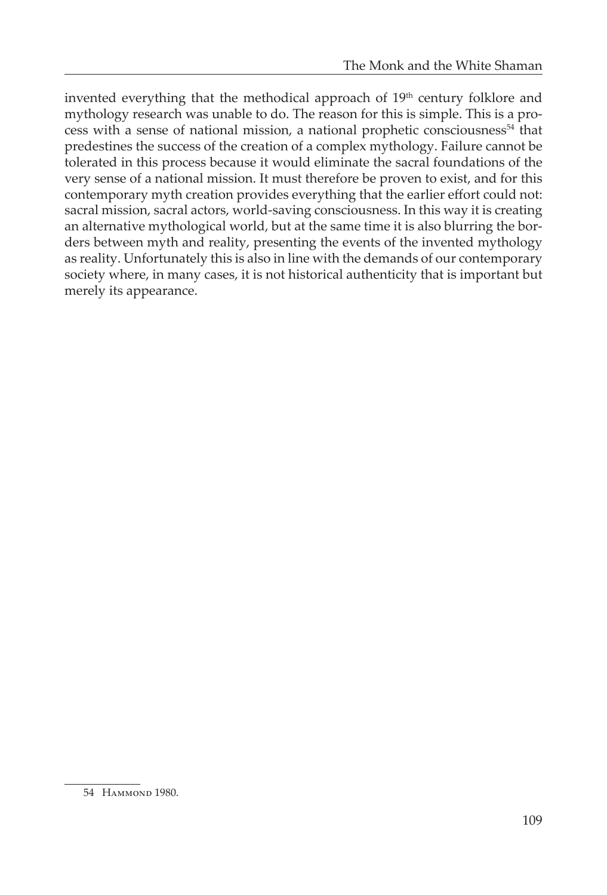invented everything that the methodical approach of 19th century folklore and mythology research was unable to do. The reason for this is simple. This is a process with a sense of national mission, a national prophetic consciousness[54] that predestines the success of the creation of a complex mythology. Failure cannot be tolerated in this process because it would eliminate the sacral foundations of the very sense of a national mission. It must therefore be proven to exist, and for this contemporary myth creation provides everything that the earlier effort could not: sacral mission, sacral actors, world-saving consciousness. In this way it is creating an alternative mythological world, but at the same time it is also blurring the borders between myth and reality, presenting the events of the invented mythology as reality. Unfortunately this is also in line with the demands of our contemporary society where, in many cases, it is not historical authenticity that is important but merely its appearance.

---

54 Hammond 1980.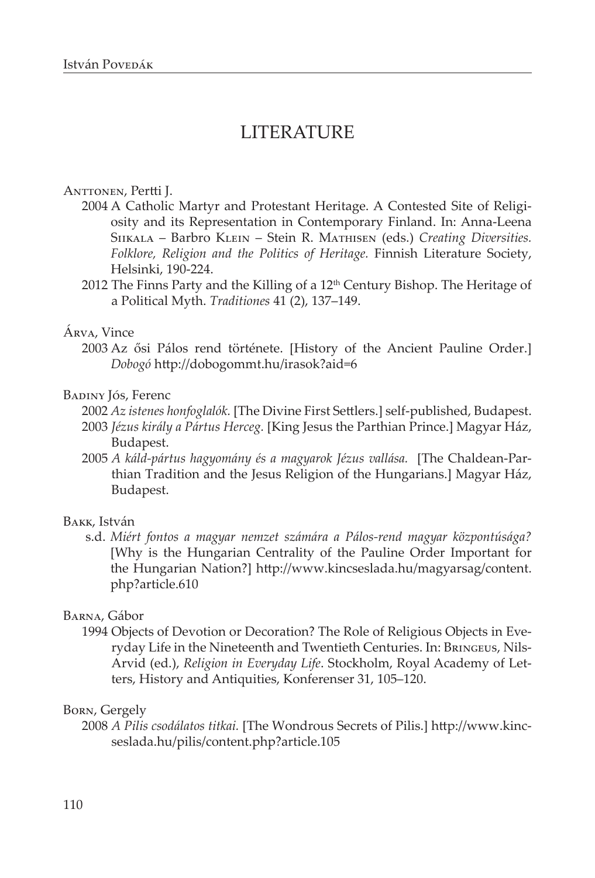# LITERATURE

Anttonen, Pertti J.

2004 A Catholic Martyr and Protestant Heritage. A Contested Site of Religiosity and its Representation in Contemporary Finland. In: Anna-Leena Siikala – Barbro Klein – Stein R. Mathisen (eds.) *Creating Diversities. Folklore, Religion and the Politics of Heritage.* Finnish Literature Society, Helsinki, 190-224.

2012 The Finns Party and the Killing of a 12th Century Bishop. The Heritage of a Political Myth. *Traditiones* 41 (2), 137–149.

Árva, Vince

2003 Az ősi Pálos rend története. [History of the Ancient Pauline Order.] *Dobogó* http://dobogommt.hu/irasok?aid=6

Badiny Jós, Ferenc

2002 *Az istenes honfoglalók.* [The Divine First Settlers.] self-published, Budapest.

2003 *Jézus király a Pártus Herceg.* [King Jesus the Parthian Prince.] Magyar Ház, Budapest.

2005 *A káld-pártus hagyomány és a magyarok Jézus vallása.* [The Chaldean-Parthian Tradition and the Jesus Religion of the Hungarians.] Magyar Ház, Budapest.

Bakk, István

s.d. *Miért fontos a magyar nemzet számára a Pálos-rend magyar központúsága?* [Why is the Hungarian Centrality of the Pauline Order Important for the Hungarian Nation?] http://www.kincseslada.hu/magyarsag/content.php?article.610

Barna, Gábor

1994 Objects of Devotion or Decoration? The Role of Religious Objects in Everyday Life in the Nineteenth and Twentieth Centuries. In: Bringeus, Nils-Arvid (ed.), *Religion in Everyday Life*. Stockholm, Royal Academy of Letters, History and Antiquities, Konferenser 31, 105–120.

Born, Gergely

2008 *A Pilis csodálatos titkai.* [The Wondrous Secrets of Pilis.] http://www.kincseslada.hu/pilis/content.php?article.105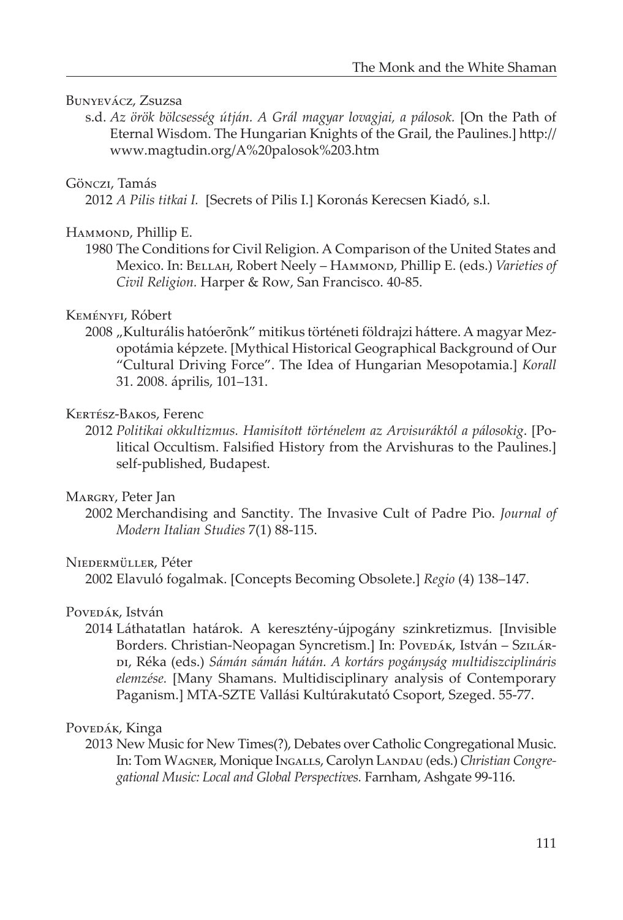Bunyevácz, Zsuzsa

s.d. *Az örök bölcsesség útján. A Grál magyar lovagjai, a pálosok.* [On the Path of Eternal Wisdom. The Hungarian Knights of the Grail, the Paulines.] http://www.magtudin.org/A%20palosok%203.htm

Gönczi, Tamás

2012 *A Pilis titkai I.* [Secrets of Pilis I.] Koronás Kerecsen Kiadó, s.l.

Hammond, Phillip E.

1980 The Conditions for Civil Religion. A Comparison of the United States and Mexico. In: Bellah, Robert Neely – Hammond, Phillip E. (eds.) *Varieties of Civil Religion.* Harper & Row, San Francisco. 40-85.

Keményfi, Róbert

2008 „Kulturális hatóerõnk" mitikus történeti földrajzi háttere. A magyar Mezopotámia képzete. [Mythical Historical Geographical Background of Our "Cultural Driving Force". The Idea of Hungarian Mesopotamia.] *Korall* 31. 2008. április, 101–131.

Kertész-Bakos, Ferenc

2012 *Politikai okkultizmus. Hamisított történelem az Arvisuráktól a pálosokig*. [Political Occultism. Falsified History from the Arvishuras to the Paulines.] self-published, Budapest.

Margry, Peter Jan

2002 Merchandising and Sanctity. The Invasive Cult of Padre Pio. *Journal of Modern Italian Studies* 7(1) 88-115.

Niedermüller, Péter

2002 Elavuló fogalmak. [Concepts Becoming Obsolete.] *Regio* (4) 138–147.

Povedák, István

2014 Láthatatlan határok. A keresztény-újpogány szinkretizmus. [Invisible Borders. Christian-Neopagan Syncretism.] In: Povedák, István – Szilárdi, Réka (eds.) *Sámán sámán hátán. A kortárs pogányság multidiszciplináris elemzése.* [Many Shamans. Multidisciplinary analysis of Contemporary Paganism.] MTA-SZTE Vallási Kultúrakutató Csoport, Szeged. 55-77.

Povedák, Kinga

2013 New Music for New Times(?), Debates over Catholic Congregational Music. In: Tom Wagner, Monique Ingalls, Carolyn Landau (eds.) *Christian Congregational Music: Local and Global Perspectives.* Farnham, Ashgate 99-116.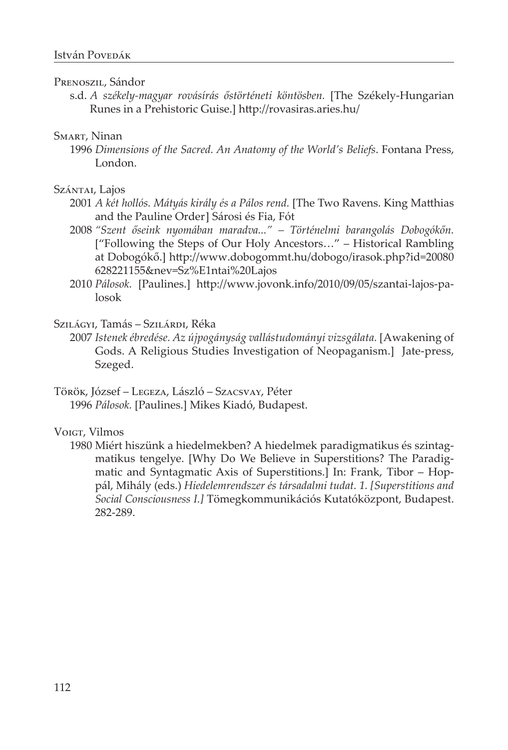Prenoszil, Sándor

s.d. *A székely-magyar rovásírás őstörténeti köntösben.* [The Székely-Hungarian Runes in a Prehistoric Guise.] http://rovasiras.aries.hu/

Smart, Ninan

1996 *Dimensions of the Sacred. An Anatomy of the World's Beliefs*. Fontana Press, London.

Szántai, Lajos

2001 *A két hollós. Mátyás király és a Pálos rend.* [The Two Ravens. King Matthias and the Pauline Order] Sárosi és Fia, Fót

2008 *"Szent őseink nyomában maradva..." – Történelmi barangolás Dobogókőn.* ["Following the Steps of Our Holy Ancestors…" – Historical Rambling at Dobogókő.] http://www.dobogommt.hu/dobogo/irasok.php?id=20080628221155&nev=Sz%E1ntai%20Lajos

2010 *Pálosok.* [Paulines.] http://www.jovonk.info/2010/09/05/szantai-lajos-palosok

Szilágyi, Tamás – Szilárdi, Réka

2007 *Istenek ébredése. Az újpogányság vallástudományi vizsgálata.* [Awakening of Gods. A Religious Studies Investigation of Neopaganism.] Jate-press, Szeged.

Török, József – Legeza, László – Szacsvay, Péter

1996 *Pálosok.* [Paulines.] Mikes Kiadó, Budapest.

Voigt, Vilmos

1980 Miért hiszünk a hiedelmekben? A hiedelmek paradigmatikus és szintagmatikus tengelye. [Why Do We Believe in Superstitions? The Paradigmatic and Syntagmatic Axis of Superstitions.] In: Frank, Tibor – Hoppál, Mihály (eds.) *Hiedelemrendszer és társadalmi tudat. 1. [Superstitions and Social Consciousness I.]* Tömegkommunikációs Kutatóközpont, Budapest. 282-289.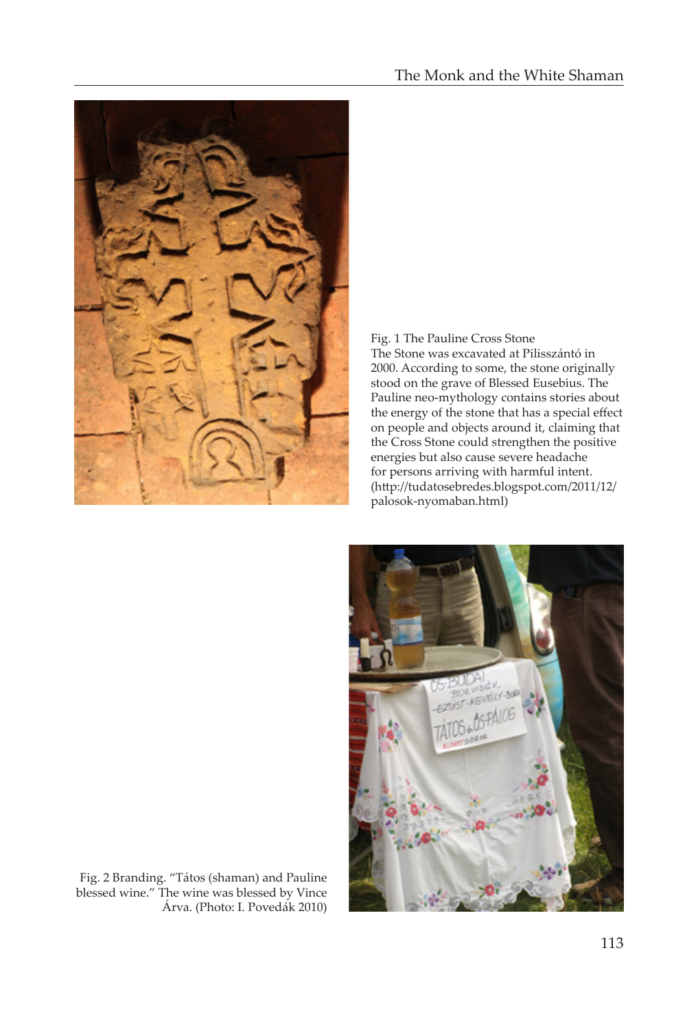Fig. 1 The Pauline Cross Stone
The Stone was excavated at Pilisszántó in 2000. According to some, the stone originally stood on the grave of Blessed Eusebius. The Pauline neo-mythology contains stories about the energy of the stone that has a special effect on people and objects around it, claiming that the Cross Stone could strengthen the positive energies but also cause severe headache for persons arriving with harmful intent. (http://tudatosebredes.blogspot.com/2011/12/palosok-nyomaban.html)

Fig. 2 Branding. "Tátos (shaman) and Pauline blessed wine." The wine was blessed by Vince Árva. (Photo: I. Povedák 2010)